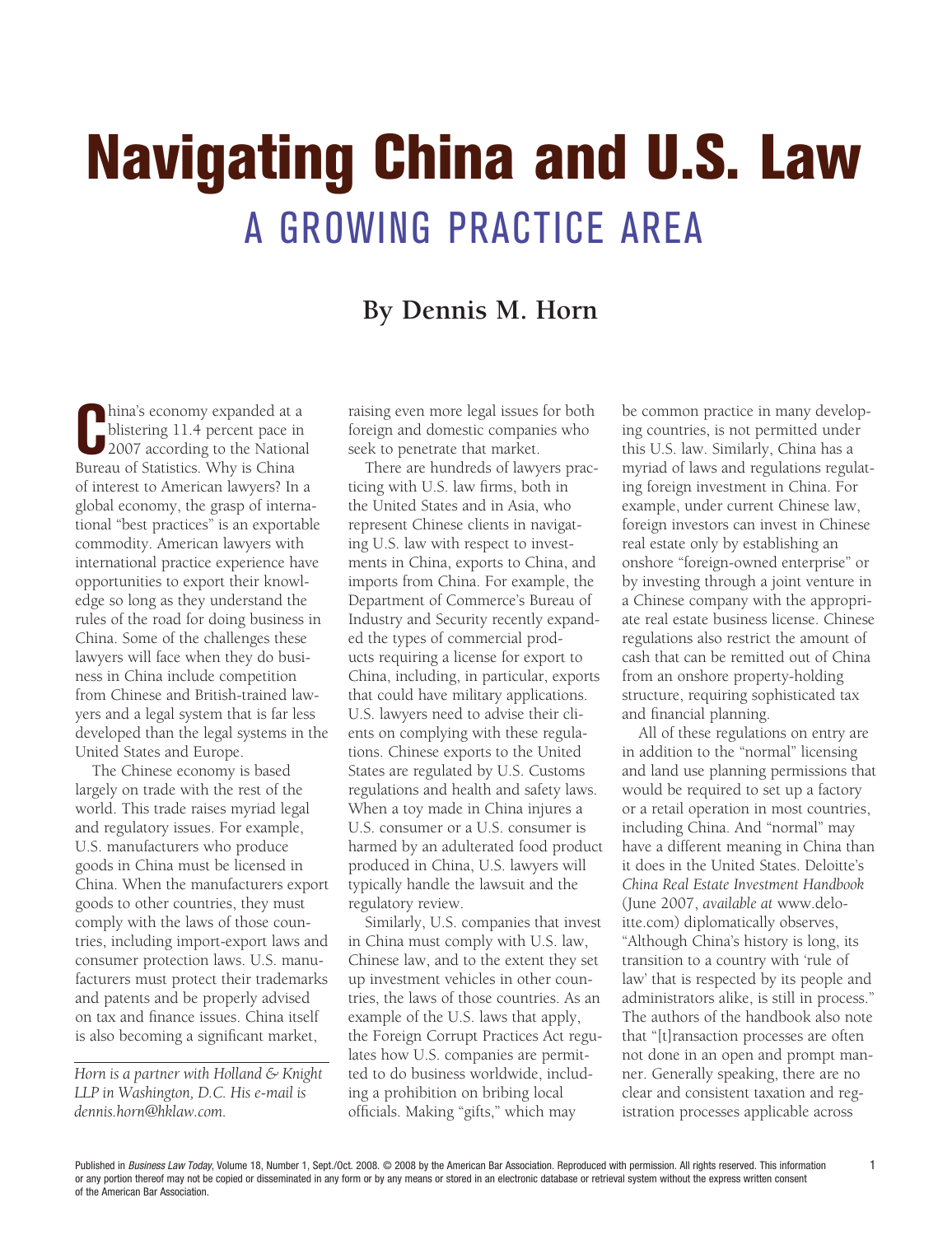# Navigating China and U.S. Law

## A GROWING PRACTICE AREA

### By Dennis M. Horn

China's economy expanded at a blistering 11.4 percent pace in 2007 according to the National Bureau of Statistics. Why is China of interest to American lawyers? In a global economy, the grasp of international "best practices" is an exportable commodity. American lawyers with international practice experience have opportunities to export their knowledge so long as they understand the rules of the road for doing business in China. Some of the challenges these lawyers will face when they do business in China include competition from Chinese and British-trained lawyers and a legal system that is far less developed than the legal systems in the United States and Europe.

The Chinese economy is based largely on trade with the rest of the world. This trade raises myriad legal and regulatory issues. For example, U.S. manufacturers who produce goods in China must be licensed in China. When the manufacturers export goods to other countries, they must comply with the laws of those countries, including import-export laws and consumer protection laws. U.S. manufacturers must protect their trademarks and patents and be properly advised on tax and finance issues. China itself is also becoming a significant market, raising even more legal issues for both foreign and domestic companies who seek to penetrate that market.

There are hundreds of lawyers practicing with U.S. law firms, both in the United States and in Asia, who represent Chinese clients in navigating U.S. law with respect to investments in China, exports to China, and imports from China. For example, the Department of Commerce's Bureau of Industry and Security recently expanded the types of commercial products requiring a license for export to China, including, in particular, exports that could have military applications. U.S. lawyers need to advise their clients on complying with these regulations. Chinese exports to the United States are regulated by U.S. Customs regulations and health and safety laws. When a toy made in China injures a U.S. consumer or a U.S. consumer is harmed by an adulterated food product produced in China, U.S. lawyers will typically handle the lawsuit and the regulatory review.

Similarly, U.S. companies that invest in China must comply with U.S. law, Chinese law, and to the extent they set up investment vehicles in other countries, the laws of those countries. As an example of the U.S. laws that apply, the Foreign Corrupt Practices Act regulates how U.S. companies are permitted to do business worldwide, including a prohibition on bribing local officials. Making "gifts," which may be common practice in many developing countries, is not permitted under this U.S. law. Similarly, China has a myriad of laws and regulations regulating foreign investment in China. For example, under current Chinese law, foreign investors can invest in Chinese real estate only by establishing an onshore "foreign-owned enterprise" or by investing through a joint venture in a Chinese company with the appropriate real estate business license. Chinese regulations also restrict the amount of cash that can be remitted out of China from an onshore property-holding structure, requiring sophisticated tax and financial planning.

All of these regulations on entry are in addition to the "normal" licensing and land use planning permissions that would be required to set up a factory or a retail operation in most countries, including China. And "normal" may have a different meaning in China than it does in the United States. Deloitte's *China Real Estate Investment Handbook* (June 2007, *available at* www.deloitte.com) diplomatically observes, "Although China's history is long, its transition to a country with 'rule of law' that is respected by its people and administrators alike, is still in process." The authors of the handbook also note that "[t]ransaction processes are often not done in an open and prompt manner. Generally speaking, there are no clear and consistent taxation and registration processes applicable across

---

*Horn is a partner with Holland & Knight LLP in Washington, D.C. His e-mail is dennis.horn@hklaw.com.*

Published in *Business Law Today*, Volume 18, Number 1, Sept./Oct. 2008. © 2008 by the American Bar Association. Reproduced with permission. All rights reserved. This information or any portion thereof may not be copied or disseminated in any form or by any means or stored in an electronic database or retrieval system without the express written consent of the American Bar Association.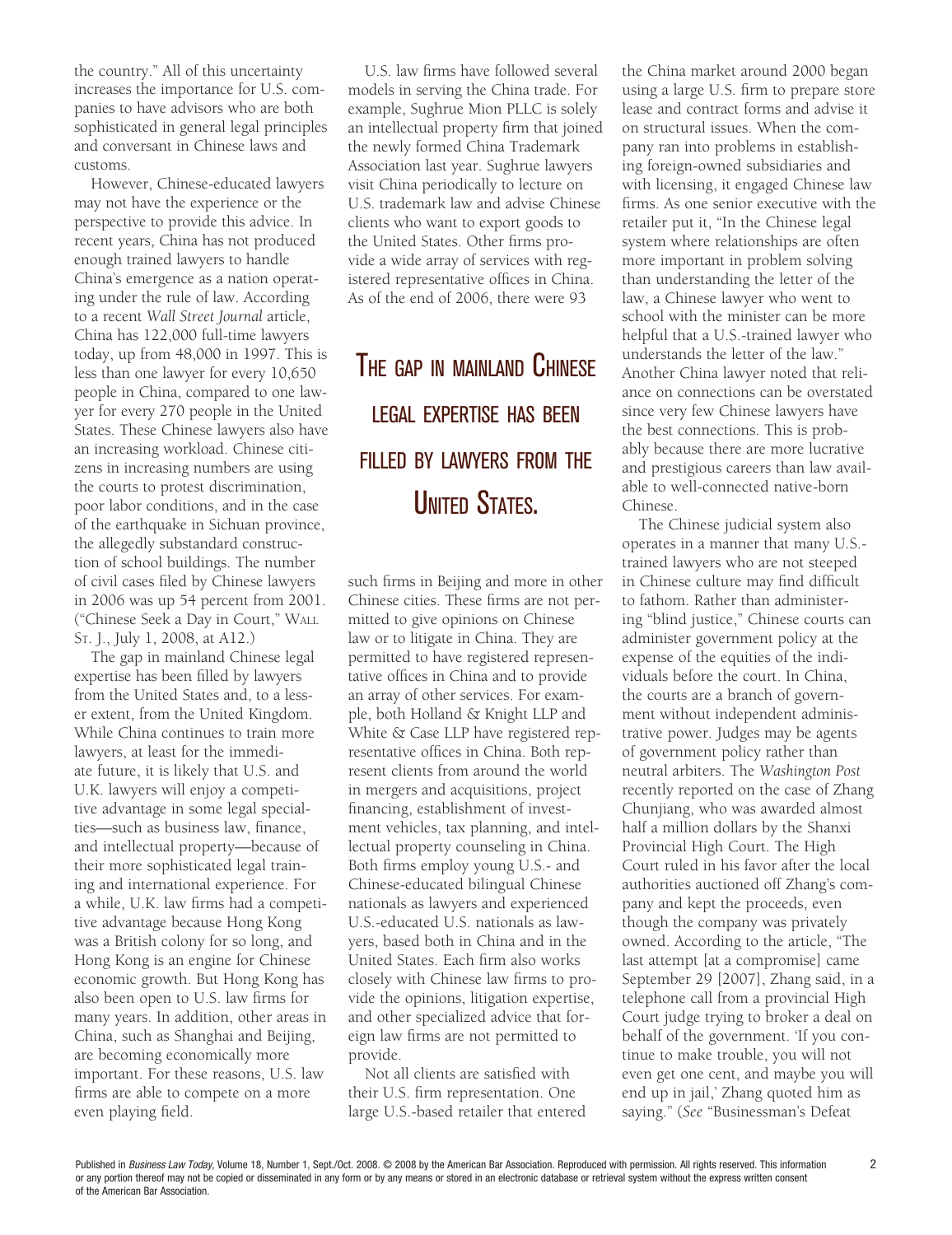the country." All of this uncertainty increases the importance for U.S. companies to have advisors who are both sophisticated in general legal principles and conversant in Chinese laws and customs.

However, Chinese-educated lawyers may not have the experience or the perspective to provide this advice. In recent years, China has not produced enough trained lawyers to handle China's emergence as a nation operating under the rule of law. According to a recent *Wall Street Journal* article, China has 122,000 full-time lawyers today, up from 48,000 in 1997. This is less than one lawyer for every 10,650 people in China, compared to one lawyer for every 270 people in the United States. These Chinese lawyers also have an increasing workload. Chinese citizens in increasing numbers are using the courts to protest discrimination, poor labor conditions, and in the case of the earthquake in Sichuan province, the allegedly substandard construction of school buildings. The number of civil cases filed by Chinese lawyers in 2006 was up 54 percent from 2001. ("Chinese Seek a Day in Court," WALL ST. J., July 1, 2008, at A12.)

The gap in mainland Chinese legal expertise has been filled by lawyers from the United States and, to a lesser extent, from the United Kingdom. While China continues to train more lawyers, at least for the immediate future, it is likely that U.S. and U.K. lawyers will enjoy a competitive advantage in some legal specialties—such as business law, finance, and intellectual property—because of their more sophisticated legal training and international experience. For a while, U.K. law firms had a competitive advantage because Hong Kong was a British colony for so long, and Hong Kong is an engine for Chinese economic growth. But Hong Kong has also been open to U.S. law firms for many years. In addition, other areas in China, such as Shanghai and Beijing, are becoming economically more important. For these reasons, U.S. law firms are able to compete on a more even playing field.

U.S. law firms have followed several models in serving the China trade. For example, Sughrue Mion PLLC is solely an intellectual property firm that joined the newly formed China Trademark Association last year. Sughrue lawyers visit China periodically to lecture on U.S. trademark law and advise Chinese clients who want to export goods to the United States. Other firms provide a wide array of services with registered representative offices in China. As of the end of 2006, there were 93 such firms in Beijing and more in other Chinese cities. These firms are not permitted to give opinions on Chinese law or to litigate in China. They are permitted to have registered representative offices in China and to provide an array of other services. For example, both Holland & Knight LLP and White & Case LLP have registered representative offices in China. Both represent clients from around the world in mergers and acquisitions, project financing, establishment of investment vehicles, tax planning, and intellectual property counseling in China. Both firms employ young U.S.- and Chinese-educated bilingual Chinese nationals as lawyers and experienced U.S.-educated U.S. nationals as lawyers, based both in China and in the United States. Each firm also works closely with Chinese law firms to provide the opinions, litigation expertise, and other specialized advice that foreign law firms are not permitted to provide.

> **THE GAP IN MAINLAND CHINESE LEGAL EXPERTISE HAS BEEN FILLED BY LAWYERS FROM THE UNITED STATES.**

Not all clients are satisfied with their U.S. firm representation. One large U.S.-based retailer that entered the China market around 2000 began using a large U.S. firm to prepare store lease and contract forms and advise it on structural issues. When the company ran into problems in establishing foreign-owned subsidiaries and with licensing, it engaged Chinese law firms. As one senior executive with the retailer put it, "In the Chinese legal system where relationships are often more important in problem solving than understanding the letter of the law, a Chinese lawyer who went to school with the minister can be more helpful that a U.S.-trained lawyer who understands the letter of the law." Another China lawyer noted that reliance on connections can be overstated since very few Chinese lawyers have the best connections. This is probably because there are more lucrative and prestigious careers than law available to well-connected native-born Chinese.

The Chinese judicial system also operates in a manner that many U.S.-trained lawyers who are not steeped in Chinese culture may find difficult to fathom. Rather than administering "blind justice," Chinese courts can administer government policy at the expense of the equities of the individuals before the court. In China, the courts are a branch of government without independent administrative power. Judges may be agents of government policy rather than neutral arbiters. The *Washington Post* recently reported on the case of Zhang Chunjiang, who was awarded almost half a million dollars by the Shanxi Provincial High Court. The High Court ruled in his favor after the local authorities auctioned off Zhang's company and kept the proceeds, even though the company was privately owned. According to the article, "The last attempt [at a compromise] came September 29 [2007], Zhang said, in a telephone call from a provincial High Court judge trying to broker a deal on behalf of the government. 'If you continue to make trouble, you will not even get one cent, and maybe you will end up in jail,' Zhang quoted him as saying." (*See* "Businessman's Defeat

Published in *Business Law Today*, Volume 18, Number 1, Sept./Oct. 2008. © 2008 by the American Bar Association. Reproduced with permission. All rights reserved. This information or any portion thereof may not be copied or disseminated in any form or by any means or stored in an electronic database or retrieval system without the express written consent of the American Bar Association.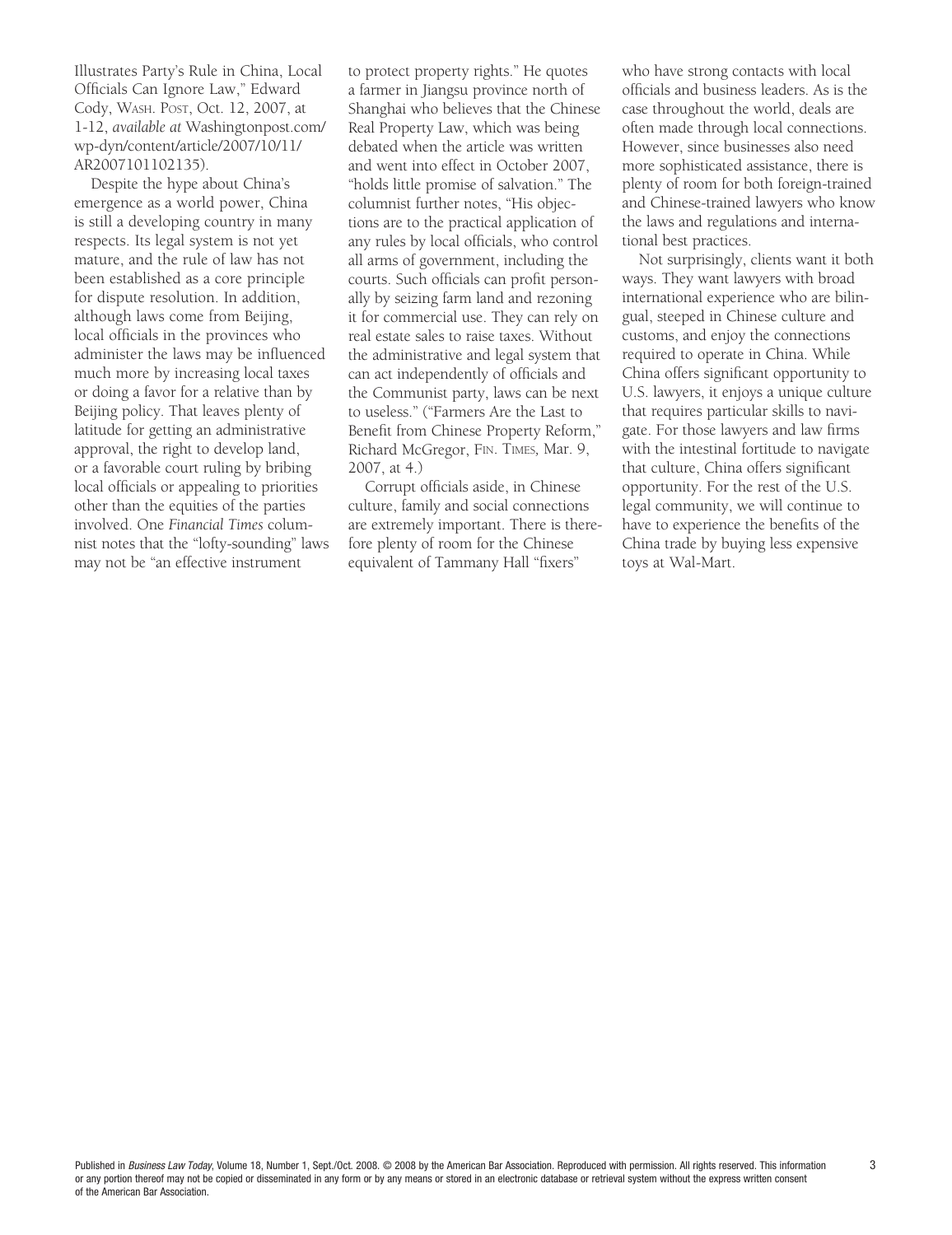Illustrates Party's Rule in China, Local Officials Can Ignore Law," Edward Cody, WASH. POST, Oct. 12, 2007, at 1-12, *available at* Washingtonpost.com/wp-dyn/content/article/2007/10/11/AR2007101102135).

Despite the hype about China's emergence as a world power, China is still a developing country in many respects. Its legal system is not yet mature, and the rule of law has not been established as a core principle for dispute resolution. In addition, although laws come from Beijing, local officials in the provinces who administer the laws may be influenced much more by increasing local taxes or doing a favor for a relative than by Beijing policy. That leaves plenty of latitude for getting an administrative approval, the right to develop land, or a favorable court ruling by bribing local officials or appealing to priorities other than the equities of the parties involved. One *Financial Times* columnist notes that the "lofty-sounding" laws may not be "an effective instrument to protect property rights." He quotes a farmer in Jiangsu province north of Shanghai who believes that the Chinese Real Property Law, which was being debated when the article was written and went into effect in October 2007, "holds little promise of salvation." The columnist further notes, "His objections are to the practical application of any rules by local officials, who control all arms of government, including the courts. Such officials can profit personally by seizing farm land and rezoning it for commercial use. They can rely on real estate sales to raise taxes. Without the administrative and legal system that can act independently of officials and the Communist party, laws can be next to useless." ("Farmers Are the Last to Benefit from Chinese Property Reform," Richard McGregor, FIN. TIMES, Mar. 9, 2007, at 4.)

Corrupt officials aside, in Chinese culture, family and social connections are extremely important. There is therefore plenty of room for the Chinese equivalent of Tammany Hall "fixers" who have strong contacts with local officials and business leaders. As is the case throughout the world, deals are often made through local connections. However, since businesses also need more sophisticated assistance, there is plenty of room for both foreign-trained and Chinese-trained lawyers who know the laws and regulations and international best practices.

Not surprisingly, clients want it both ways. They want lawyers with broad international experience who are bilingual, steeped in Chinese culture and customs, and enjoy the connections required to operate in China. While China offers significant opportunity to U.S. lawyers, it enjoys a unique culture that requires particular skills to navigate. For those lawyers and law firms with the intestinal fortitude to navigate that culture, China offers significant opportunity. For the rest of the U.S. legal community, we will continue to have to experience the benefits of the China trade by buying less expensive toys at Wal-Mart.

Published in *Business Law Today*, Volume 18, Number 1, Sept./Oct. 2008. © 2008 by the American Bar Association. Reproduced with permission. All rights reserved. This information or any portion thereof may not be copied or disseminated in any form or by any means or stored in an electronic database or retrieval system without the express written consent of the American Bar Association.